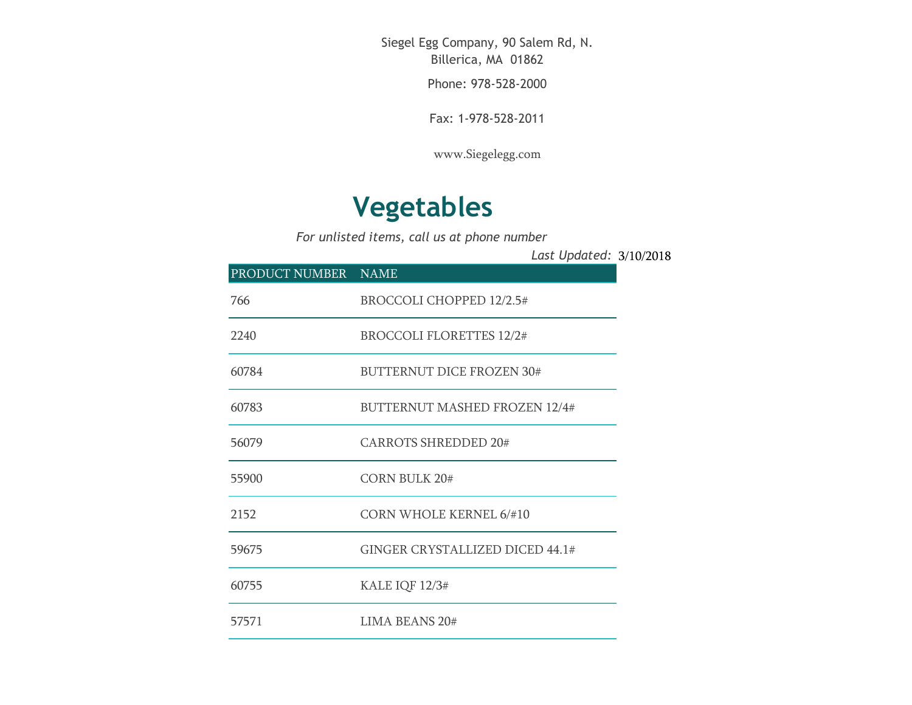Siegel Egg Company, 90 Salem Rd, N. Billerica, MA 01862

Phone: 978-528-2000

Fax: 1-978-528-2011

www.Siegelegg.com

# Vegetables

*For unlisted items, call us at phone number*

*Last Updated:* 3/10/2018

| PRODUCT NUMBER | NAME |
|---|---|
| 766 | BROCCOLI CHOPPED 12/2.5# |
| 2240 | BROCCOLI FLORETTES 12/2# |
| 60784 | BUTTERNUT DICE FROZEN 30# |
| 60783 | BUTTERNUT MASHED FROZEN 12/4# |
| 56079 | CARROTS SHREDDED 20# |
| 55900 | CORN BULK 20# |
| 2152 | CORN WHOLE KERNEL 6/#10 |
| 59675 | GINGER CRYSTALLIZED DICED 44.1# |
| 60755 | KALE IQF 12/3# |
| 57571 | LIMA BEANS 20# |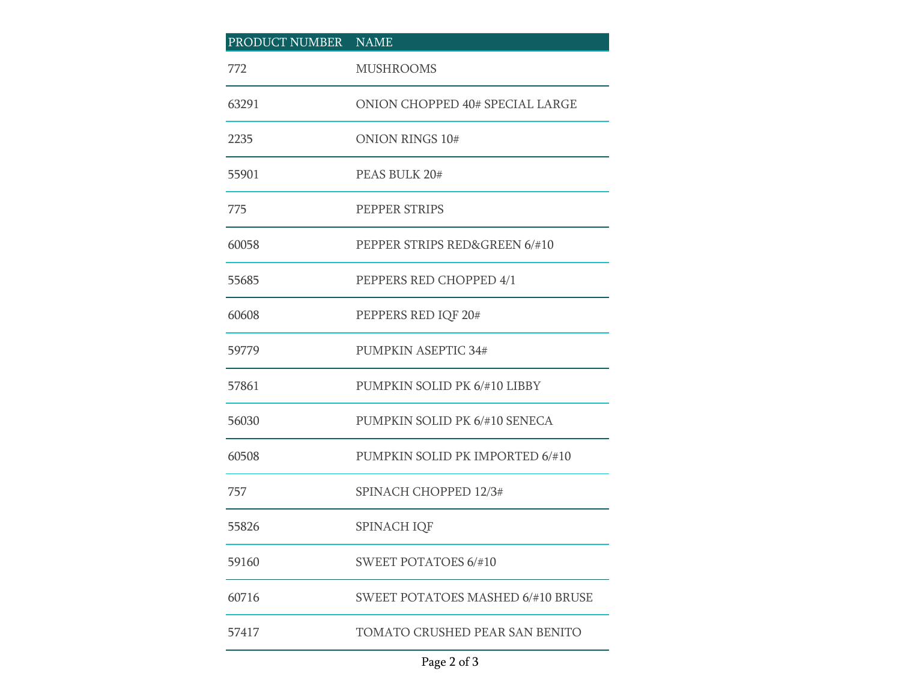| PRODUCT NUMBER | NAME |
| --- | --- |
| 772 | MUSHROOMS |
| 63291 | ONION CHOPPED 40# SPECIAL LARGE |
| 2235 | ONION RINGS 10# |
| 55901 | PEAS BULK 20# |
| 775 | PEPPER STRIPS |
| 60058 | PEPPER STRIPS RED&GREEN 6/#10 |
| 55685 | PEPPERS RED CHOPPED 4/1 |
| 60608 | PEPPERS RED IQF 20# |
| 59779 | PUMPKIN ASEPTIC 34# |
| 57861 | PUMPKIN SOLID PK 6/#10 LIBBY |
| 56030 | PUMPKIN SOLID PK 6/#10 SENECA |
| 60508 | PUMPKIN SOLID PK IMPORTED 6/#10 |
| 757 | SPINACH CHOPPED 12/3# |
| 55826 | SPINACH IQF |
| 59160 | SWEET POTATOES 6/#10 |
| 60716 | SWEET POTATOES MASHED 6/#10 BRUSE |
| 57417 | TOMATO CRUSHED PEAR SAN BENITO |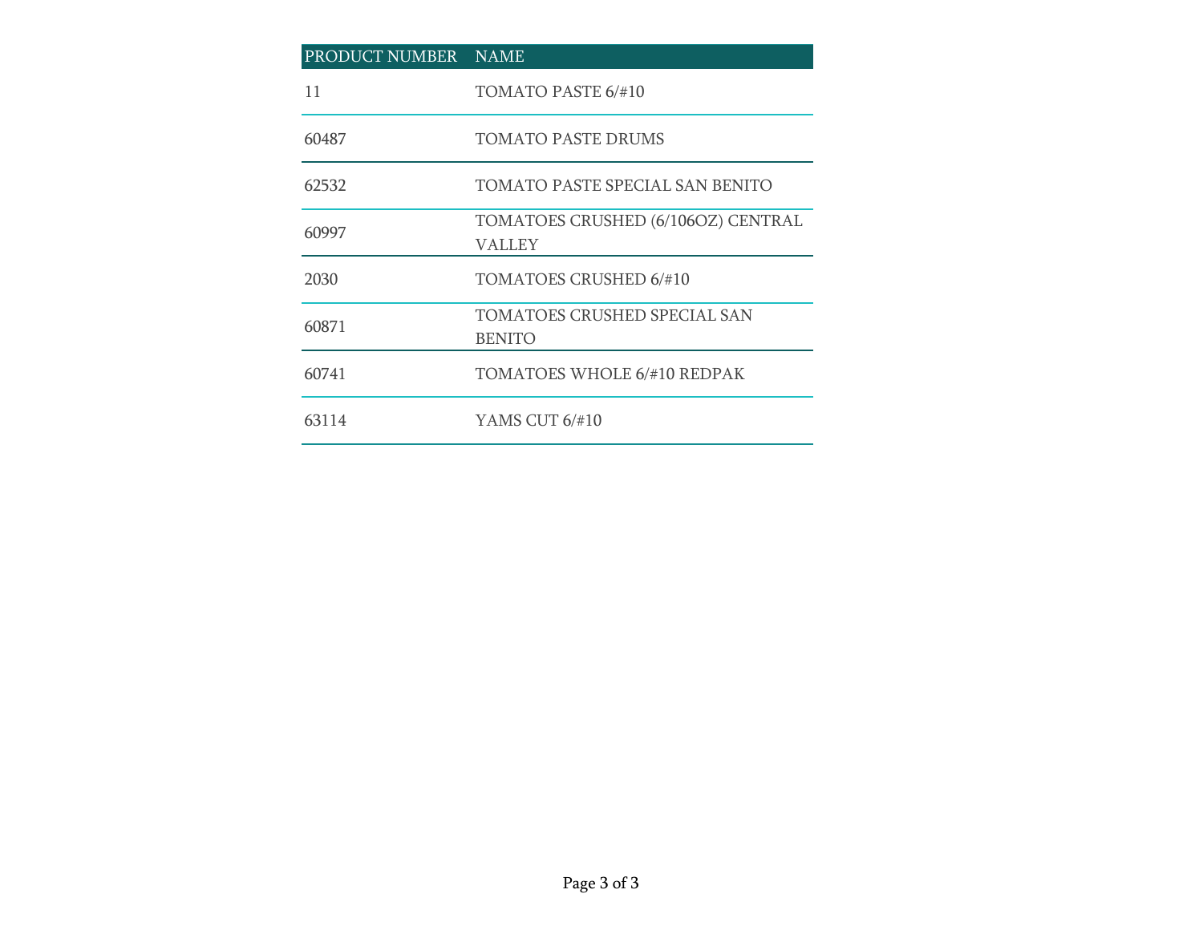| PRODUCT NUMBER | NAME |
| --- | --- |
| 11 | TOMATO PASTE 6/#10 |
| 60487 | TOMATO PASTE DRUMS |
| 62532 | TOMATO PASTE SPECIAL SAN BENITO |
| 60997 | TOMATOES CRUSHED (6/106OZ) CENTRAL VALLEY |
| 2030 | TOMATOES CRUSHED 6/#10 |
| 60871 | TOMATOES CRUSHED SPECIAL SAN BENITO |
| 60741 | TOMATOES WHOLE 6/#10 REDPAK |
| 63114 | YAMS CUT 6/#10 |